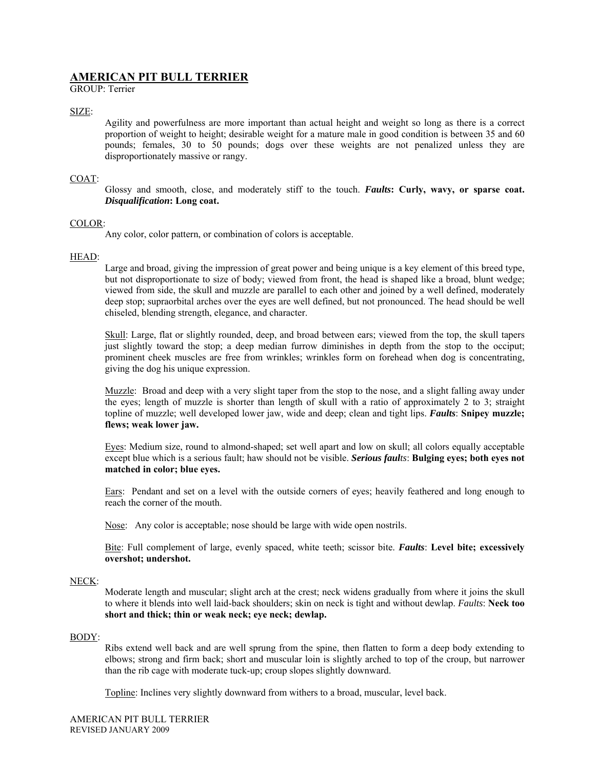# AMERICAN PIT BULL TERRIER

GROUP: Terrier

## SIZE:

Agility and powerfulness are more important than actual height and weight so long as there is a correct proportion of weight to height; desirable weight for a mature male in good condition is between 35 and 60 pounds; females, 30 to 50 pounds; dogs over these weights are not penalized unless they are disproportionately massive or rangy.

## COAT:

Glossy and smooth, close, and moderately stiff to the touch. ***Faults*: Curly, wavy, or sparse coat.** ***Disqualification*: Long coat.**

## COLOR:

Any color, color pattern, or combination of colors is acceptable.

## HEAD:

Large and broad, giving the impression of great power and being unique is a key element of this breed type, but not disproportionate to size of body; viewed from front, the head is shaped like a broad, blunt wedge; viewed from side, the skull and muzzle are parallel to each other and joined by a well defined, moderately deep stop; supraorbital arches over the eyes are well defined, but not pronounced. The head should be well chiseled, blending strength, elegance, and character.

Skull: Large, flat or slightly rounded, deep, and broad between ears; viewed from the top, the skull tapers just slightly toward the stop; a deep median furrow diminishes in depth from the stop to the occiput; prominent cheek muscles are free from wrinkles; wrinkles form on forehead when dog is concentrating, giving the dog his unique expression.

Muzzle: Broad and deep with a very slight taper from the stop to the nose, and a slight falling away under the eyes; length of muzzle is shorter than length of skull with a ratio of approximately 2 to 3; straight topline of muzzle; well developed lower jaw, wide and deep; clean and tight lips. ***Faults*: Snipey muzzle; flews; weak lower jaw.**

Eyes: Medium size, round to almond-shaped; set well apart and low on skull; all colors equally acceptable except blue which is a serious fault; haw should not be visible. ***Serious faults*: Bulging eyes; both eyes not matched in color; blue eyes.**

Ears: Pendant and set on a level with the outside corners of eyes; heavily feathered and long enough to reach the corner of the mouth.

Nose: Any color is acceptable; nose should be large with wide open nostrils.

Bite: Full complement of large, evenly spaced, white teeth; scissor bite. ***Faults*: Level bite; excessively overshot; undershot.**

## NECK:

Moderate length and muscular; slight arch at the crest; neck widens gradually from where it joins the skull to where it blends into well laid-back shoulders; skin on neck is tight and without dewlap. *Faults*: **Neck too short and thick; thin or weak neck; eye neck; dewlap.**

## BODY:

Ribs extend well back and are well sprung from the spine, then flatten to form a deep body extending to elbows; strong and firm back; short and muscular loin is slightly arched to top of the croup, but narrower than the rib cage with moderate tuck-up; croup slopes slightly downward.

Topline: Inclines very slightly downward from withers to a broad, muscular, level back.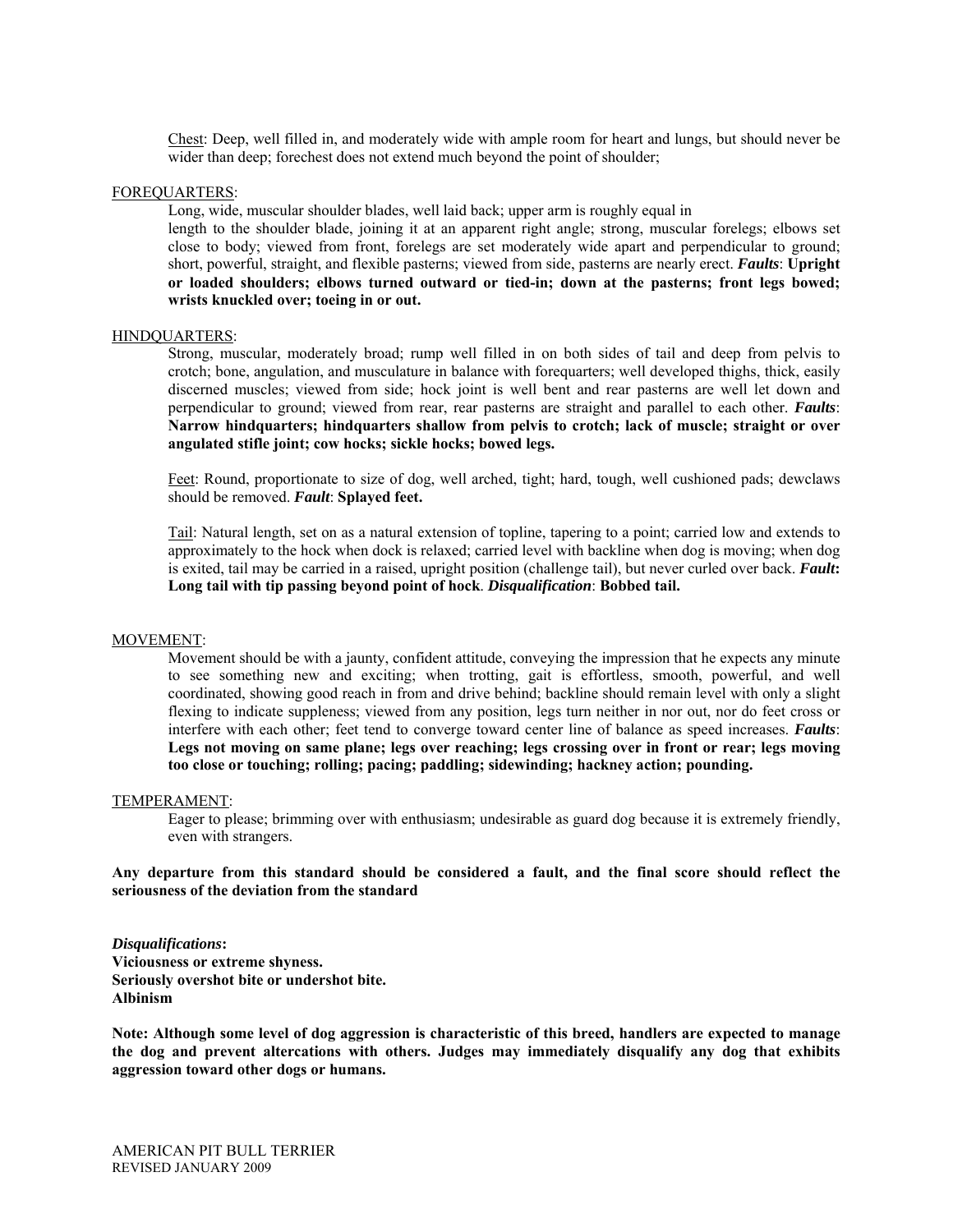Chest: Deep, well filled in, and moderately wide with ample room for heart and lungs, but should never be wider than deep; forechest does not extend much beyond the point of shoulder;

FOREQUARTERS:

Long, wide, muscular shoulder blades, well laid back; upper arm is roughly equal in length to the shoulder blade, joining it at an apparent right angle; strong, muscular forelegs; elbows set close to body; viewed from front, forelegs are set moderately wide apart and perpendicular to ground; short, powerful, straight, and flexible pasterns; viewed from side, pasterns are nearly erect. ***Faults*: Upright or loaded shoulders; elbows turned outward or tied-in; down at the pasterns; front legs bowed; wrists knuckled over; toeing in or out.**

HINDQUARTERS:

Strong, muscular, moderately broad; rump well filled in on both sides of tail and deep from pelvis to crotch; bone, angulation, and musculature in balance with forequarters; well developed thighs, thick, easily discerned muscles; viewed from side; hock joint is well bent and rear pasterns are well let down and perpendicular to ground; viewed from rear, rear pasterns are straight and parallel to each other. ***Faults*: Narrow hindquarters; hindquarters shallow from pelvis to crotch; lack of muscle; straight or over angulated stifle joint; cow hocks; sickle hocks; bowed legs.**

Feet: Round, proportionate to size of dog, well arched, tight; hard, tough, well cushioned pads; dewclaws should be removed. ***Fault*: Splayed feet.**

Tail: Natural length, set on as a natural extension of topline, tapering to a point; carried low and extends to approximately to the hock when dock is relaxed; carried level with backline when dog is moving; when dog is exited, tail may be carried in a raised, upright position (challenge tail), but never curled over back. ***Fault*: Long tail with tip passing beyond point of hock**. ***Disqualification*: Bobbed tail.**

MOVEMENT:

Movement should be with a jaunty, confident attitude, conveying the impression that he expects any minute to see something new and exciting; when trotting, gait is effortless, smooth, powerful, and well coordinated, showing good reach in from and drive behind; backline should remain level with only a slight flexing to indicate suppleness; viewed from any position, legs turn neither in nor out, nor do feet cross or interfere with each other; feet tend to converge toward center line of balance as speed increases. ***Faults*: Legs not moving on same plane; legs over reaching; legs crossing over in front or rear; legs moving too close or touching; rolling; pacing; paddling; sidewinding; hackney action; pounding.**

TEMPERAMENT:

Eager to please; brimming over with enthusiasm; undesirable as guard dog because it is extremely friendly, even with strangers.

**Any departure from this standard should be considered a fault, and the final score should reflect the seriousness of the deviation from the standard**

***Disqualifications*:**
**Viciousness or extreme shyness.**
**Seriously overshot bite or undershot bite.**
**Albinism**

**Note: Although some level of dog aggression is characteristic of this breed, handlers are expected to manage the dog and prevent altercations with others. Judges may immediately disqualify any dog that exhibits aggression toward other dogs or humans.**

AMERICAN PIT BULL TERRIER
REVISED JANUARY 2009